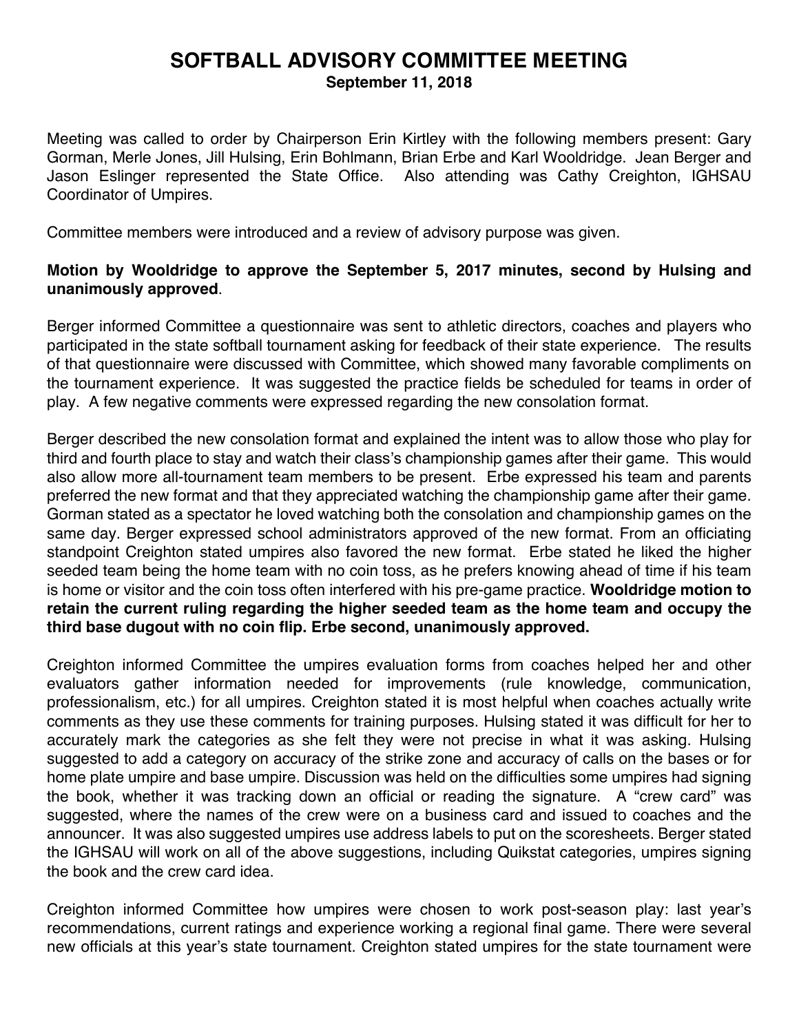# SOFTBALL ADVISORY COMMITTEE MEETING

**September 11, 2018**

Meeting was called to order by Chairperson Erin Kirtley with the following members present: Gary Gorman, Merle Jones, Jill Hulsing, Erin Bohlmann, Brian Erbe and Karl Wooldridge. Jean Berger and Jason Eslinger represented the State Office. Also attending was Cathy Creighton, IGHSAU Coordinator of Umpires.

Committee members were introduced and a review of advisory purpose was given.

**Motion by Wooldridge to approve the September 5, 2017 minutes, second by Hulsing and unanimously approved**.

Berger informed Committee a questionnaire was sent to athletic directors, coaches and players who participated in the state softball tournament asking for feedback of their state experience. The results of that questionnaire were discussed with Committee, which showed many favorable compliments on the tournament experience. It was suggested the practice fields be scheduled for teams in order of play. A few negative comments were expressed regarding the new consolation format.

Berger described the new consolation format and explained the intent was to allow those who play for third and fourth place to stay and watch their class's championship games after their game. This would also allow more all-tournament team members to be present. Erbe expressed his team and parents preferred the new format and that they appreciated watching the championship game after their game. Gorman stated as a spectator he loved watching both the consolation and championship games on the same day. Berger expressed school administrators approved of the new format. From an officiating standpoint Creighton stated umpires also favored the new format. Erbe stated he liked the higher seeded team being the home team with no coin toss, as he prefers knowing ahead of time if his team is home or visitor and the coin toss often interfered with his pre-game practice. **Wooldridge motion to retain the current ruling regarding the higher seeded team as the home team and occupy the third base dugout with no coin flip. Erbe second, unanimously approved.**

Creighton informed Committee the umpires evaluation forms from coaches helped her and other evaluators gather information needed for improvements (rule knowledge, communication, professionalism, etc.) for all umpires. Creighton stated it is most helpful when coaches actually write comments as they use these comments for training purposes. Hulsing stated it was difficult for her to accurately mark the categories as she felt they were not precise in what it was asking. Hulsing suggested to add a category on accuracy of the strike zone and accuracy of calls on the bases or for home plate umpire and base umpire. Discussion was held on the difficulties some umpires had signing the book, whether it was tracking down an official or reading the signature. A "crew card" was suggested, where the names of the crew were on a business card and issued to coaches and the announcer. It was also suggested umpires use address labels to put on the scoresheets. Berger stated the IGHSAU will work on all of the above suggestions, including Quikstat categories, umpires signing the book and the crew card idea.

Creighton informed Committee how umpires were chosen to work post-season play: last year's recommendations, current ratings and experience working a regional final game. There were several new officials at this year's state tournament. Creighton stated umpires for the state tournament were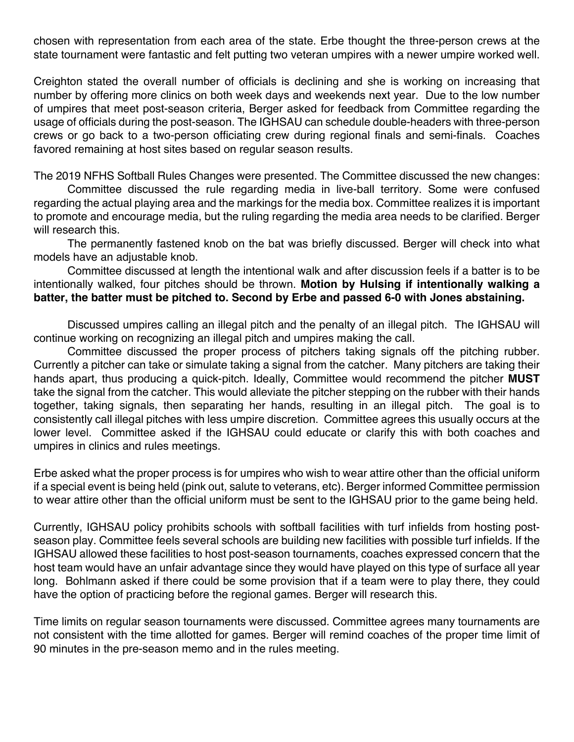chosen with representation from each area of the state. Erbe thought the three-person crews at the state tournament were fantastic and felt putting two veteran umpires with a newer umpire worked well.

Creighton stated the overall number of officials is declining and she is working on increasing that number by offering more clinics on both week days and weekends next year. Due to the low number of umpires that meet post-season criteria, Berger asked for feedback from Committee regarding the usage of officials during the post-season. The IGHSAU can schedule double-headers with three-person crews or go back to a two-person officiating crew during regional finals and semi-finals. Coaches favored remaining at host sites based on regular season results.

The 2019 NFHS Softball Rules Changes were presented. The Committee discussed the new changes:

Committee discussed the rule regarding media in live-ball territory. Some were confused regarding the actual playing area and the markings for the media box. Committee realizes it is important to promote and encourage media, but the ruling regarding the media area needs to be clarified. Berger will research this.

The permanently fastened knob on the bat was briefly discussed. Berger will check into what models have an adjustable knob.

Committee discussed at length the intentional walk and after discussion feels if a batter is to be intentionally walked, four pitches should be thrown. **Motion by Hulsing if intentionally walking a batter, the batter must be pitched to. Second by Erbe and passed 6-0 with Jones abstaining.**

Discussed umpires calling an illegal pitch and the penalty of an illegal pitch. The IGHSAU will continue working on recognizing an illegal pitch and umpires making the call.

Committee discussed the proper process of pitchers taking signals off the pitching rubber. Currently a pitcher can take or simulate taking a signal from the catcher. Many pitchers are taking their hands apart, thus producing a quick-pitch. Ideally, Committee would recommend the pitcher **MUST** take the signal from the catcher. This would alleviate the pitcher stepping on the rubber with their hands together, taking signals, then separating her hands, resulting in an illegal pitch. The goal is to consistently call illegal pitches with less umpire discretion. Committee agrees this usually occurs at the lower level. Committee asked if the IGHSAU could educate or clarify this with both coaches and umpires in clinics and rules meetings.

Erbe asked what the proper process is for umpires who wish to wear attire other than the official uniform if a special event is being held (pink out, salute to veterans, etc). Berger informed Committee permission to wear attire other than the official uniform must be sent to the IGHSAU prior to the game being held.

Currently, IGHSAU policy prohibits schools with softball facilities with turf infields from hosting post-season play. Committee feels several schools are building new facilities with possible turf infields. If the IGHSAU allowed these facilities to host post-season tournaments, coaches expressed concern that the host team would have an unfair advantage since they would have played on this type of surface all year long. Bohlmann asked if there could be some provision that if a team were to play there, they could have the option of practicing before the regional games. Berger will research this.

Time limits on regular season tournaments were discussed. Committee agrees many tournaments are not consistent with the time allotted for games. Berger will remind coaches of the proper time limit of 90 minutes in the pre-season memo and in the rules meeting.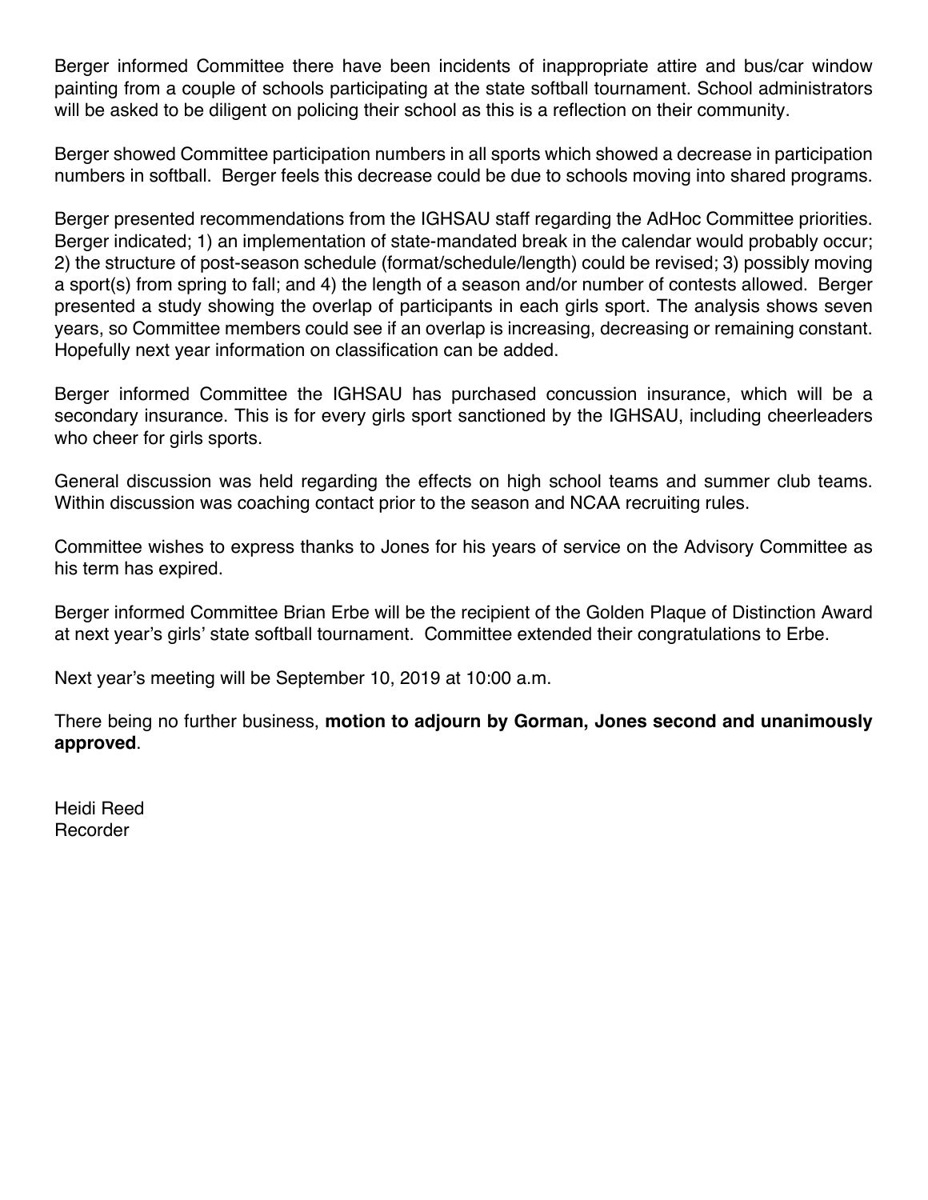Berger informed Committee there have been incidents of inappropriate attire and bus/car window painting from a couple of schools participating at the state softball tournament. School administrators will be asked to be diligent on policing their school as this is a reflection on their community.

Berger showed Committee participation numbers in all sports which showed a decrease in participation numbers in softball. Berger feels this decrease could be due to schools moving into shared programs.

Berger presented recommendations from the IGHSAU staff regarding the AdHoc Committee priorities. Berger indicated; 1) an implementation of state-mandated break in the calendar would probably occur; 2) the structure of post-season schedule (format/schedule/length) could be revised; 3) possibly moving a sport(s) from spring to fall; and 4) the length of a season and/or number of contests allowed. Berger presented a study showing the overlap of participants in each girls sport. The analysis shows seven years, so Committee members could see if an overlap is increasing, decreasing or remaining constant. Hopefully next year information on classification can be added.

Berger informed Committee the IGHSAU has purchased concussion insurance, which will be a secondary insurance. This is for every girls sport sanctioned by the IGHSAU, including cheerleaders who cheer for girls sports.

General discussion was held regarding the effects on high school teams and summer club teams. Within discussion was coaching contact prior to the season and NCAA recruiting rules.

Committee wishes to express thanks to Jones for his years of service on the Advisory Committee as his term has expired.

Berger informed Committee Brian Erbe will be the recipient of the Golden Plaque of Distinction Award at next year's girls' state softball tournament. Committee extended their congratulations to Erbe.

Next year's meeting will be September 10, 2019 at 10:00 a.m.

There being no further business, **motion to adjourn by Gorman, Jones second and unanimously approved**.

Heidi Reed
Recorder